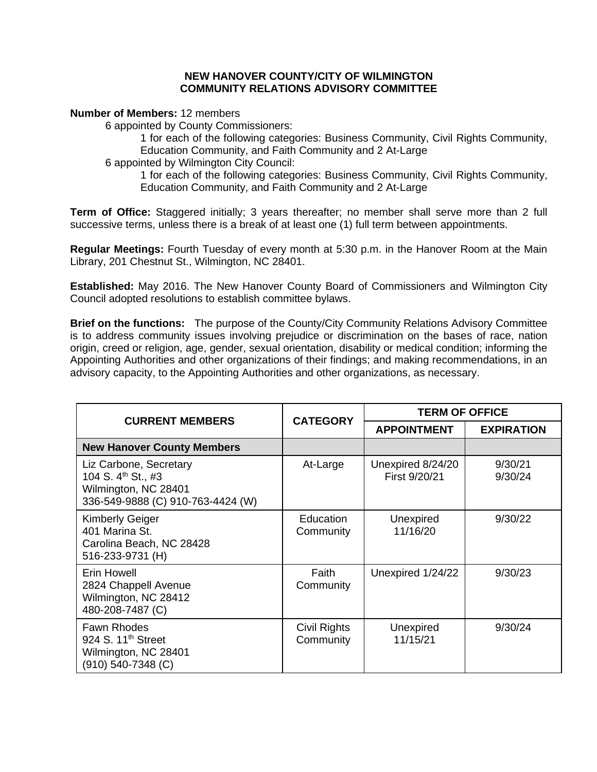**NEW HANOVER COUNTY/CITY OF WILMINGTON**
**COMMUNITY RELATIONS ADVISORY COMMITTEE**

**Number of Members:** 12 members

- 6 appointed by County Commissioners:
  - 1 for each of the following categories: Business Community, Civil Rights Community, Education Community, and Faith Community and 2 At-Large
- 6 appointed by Wilmington City Council:
  - 1 for each of the following categories: Business Community, Civil Rights Community, Education Community, and Faith Community and 2 At-Large

**Term of Office:** Staggered initially; 3 years thereafter; no member shall serve more than 2 full successive terms, unless there is a break of at least one (1) full term between appointments.

**Regular Meetings:** Fourth Tuesday of every month at 5:30 p.m. in the Hanover Room at the Main Library, 201 Chestnut St., Wilmington, NC 28401.

**Established:** May 2016. The New Hanover County Board of Commissioners and Wilmington City Council adopted resolutions to establish committee bylaws.

**Brief on the functions:** The purpose of the County/City Community Relations Advisory Committee is to address community issues involving prejudice or discrimination on the bases of race, nation origin, creed or religion, age, gender, sexual orientation, disability or medical condition; informing the Appointing Authorities and other organizations of their findings; and making recommendations, in an advisory capacity, to the Appointing Authorities and other organizations, as necessary.

| CURRENT MEMBERS | CATEGORY | TERM OF OFFICE | |
|---|---|---|---|
| | | APPOINTMENT | EXPIRATION |
| **New Hanover County Members** | | | |
| Liz Carbone, Secretary<br>104 S. 4th St., #3<br>Wilmington, NC 28401<br>336-549-9888 (C) 910-763-4424 (W) | At-Large | Unexpired 8/24/20<br>First 9/20/21 | 9/30/21<br>9/30/24 |
| Kimberly Geiger<br>401 Marina St.<br>Carolina Beach, NC 28428<br>516-233-9731 (H) | Education Community | Unexpired 11/16/20 | 9/30/22 |
| Erin Howell<br>2824 Chappell Avenue<br>Wilmington, NC 28412<br>480-208-7487 (C) | Faith Community | Unexpired 1/24/22 | 9/30/23 |
| Fawn Rhodes<br>924 S. 11th Street<br>Wilmington, NC 28401<br>(910) 540-7348 (C) | Civil Rights Community | Unexpired 11/15/21 | 9/30/24 |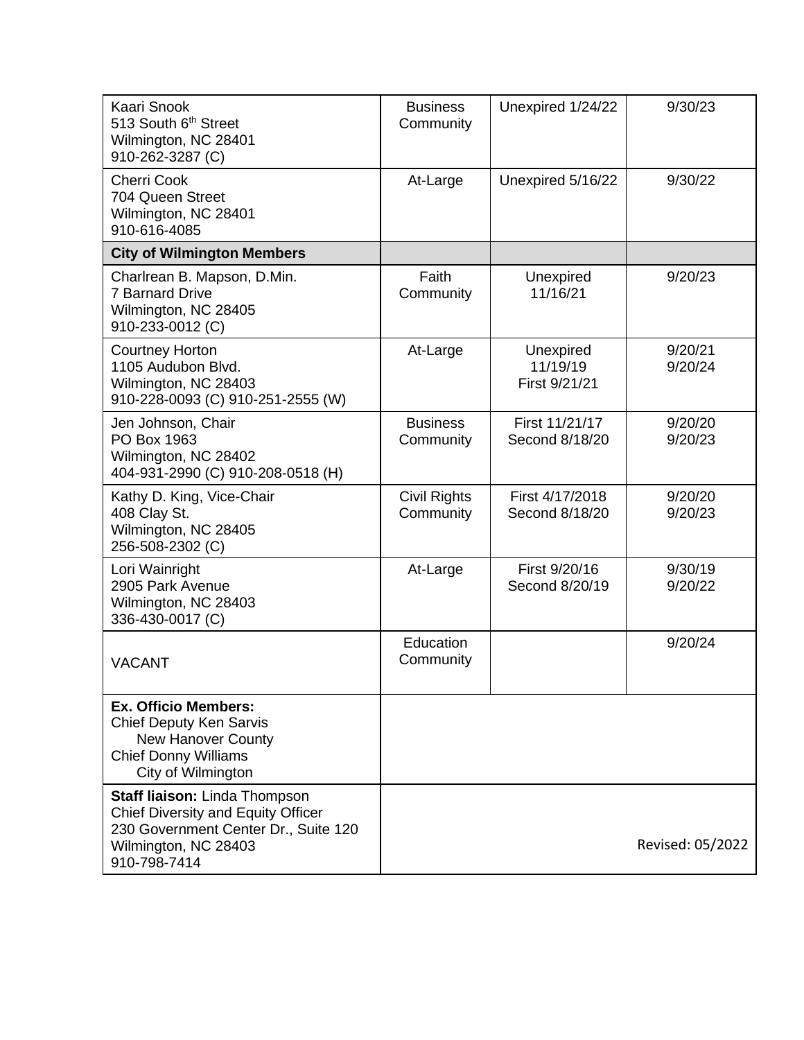| | | | |
|---|---|---|---|
| Kaari Snook<br>513 South 6th Street<br>Wilmington, NC 28401<br>910-262-3287 (C) | Business Community | Unexpired 1/24/22 | 9/30/23 |
| Cherri Cook<br>704 Queen Street<br>Wilmington, NC 28401<br>910-616-4085 | At-Large | Unexpired 5/16/22 | 9/30/22 |
| **City of Wilmington Members** | | | |
| Charlrean B. Mapson, D.Min.<br>7 Barnard Drive<br>Wilmington, NC 28405<br>910-233-0012 (C) | Faith Community | Unexpired 11/16/21 | 9/20/23 |
| Courtney Horton<br>1105 Audubon Blvd.<br>Wilmington, NC 28403<br>910-228-0093 (C) 910-251-2555 (W) | At-Large | Unexpired 11/19/19<br>First 9/21/21 | 9/20/21<br>9/20/24 |
| Jen Johnson, Chair<br>PO Box 1963<br>Wilmington, NC 28402<br>404-931-2990 (C) 910-208-0518 (H) | Business Community | First 11/21/17<br>Second 8/18/20 | 9/20/20<br>9/20/23 |
| Kathy D. King, Vice-Chair<br>408 Clay St.<br>Wilmington, NC 28405<br>256-508-2302 (C) | Civil Rights Community | First 4/17/2018<br>Second 8/18/20 | 9/20/20<br>9/20/23 |
| Lori Wainright<br>2905 Park Avenue<br>Wilmington, NC 28403<br>336-430-0017 (C) | At-Large | First 9/20/16<br>Second 8/20/19 | 9/30/19<br>9/20/22 |
| VACANT | Education Community | | 9/20/24 |
| **Ex. Officio Members:**<br>Chief Deputy Ken Sarvis<br>New Hanover County<br>Chief Donny Williams<br>City of Wilmington | | | |
| **Staff liaison:** Linda Thompson<br>Chief Diversity and Equity Officer<br>230 Government Center Dr., Suite 120<br>Wilmington, NC 28403<br>910-798-7414 | | | Revised: 05/2022 |